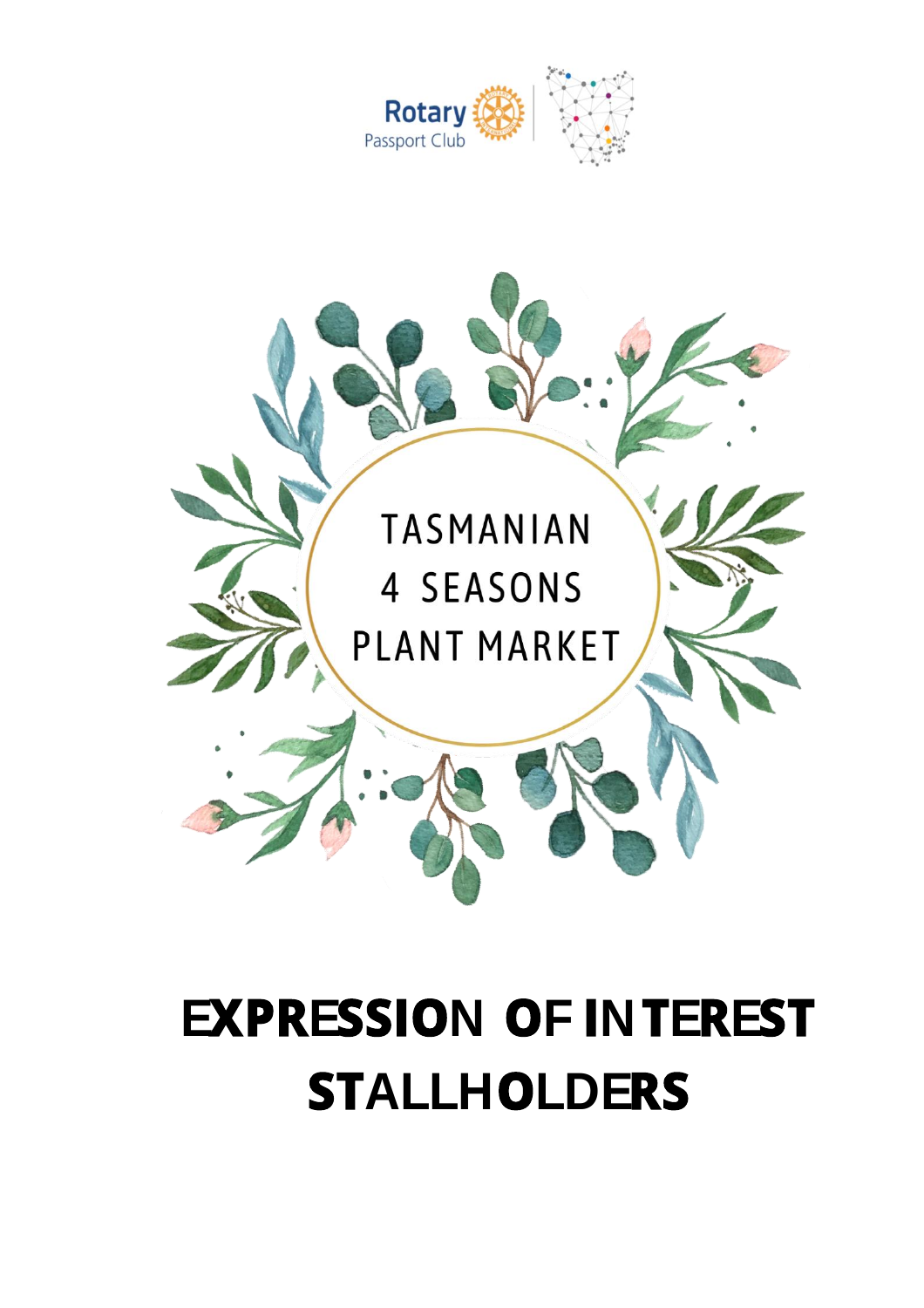Rotary Passport Club

TASMANIAN
4 SEASONS
PLANT MARKET

# EXPRESSION OF INTEREST STALLHOLDERS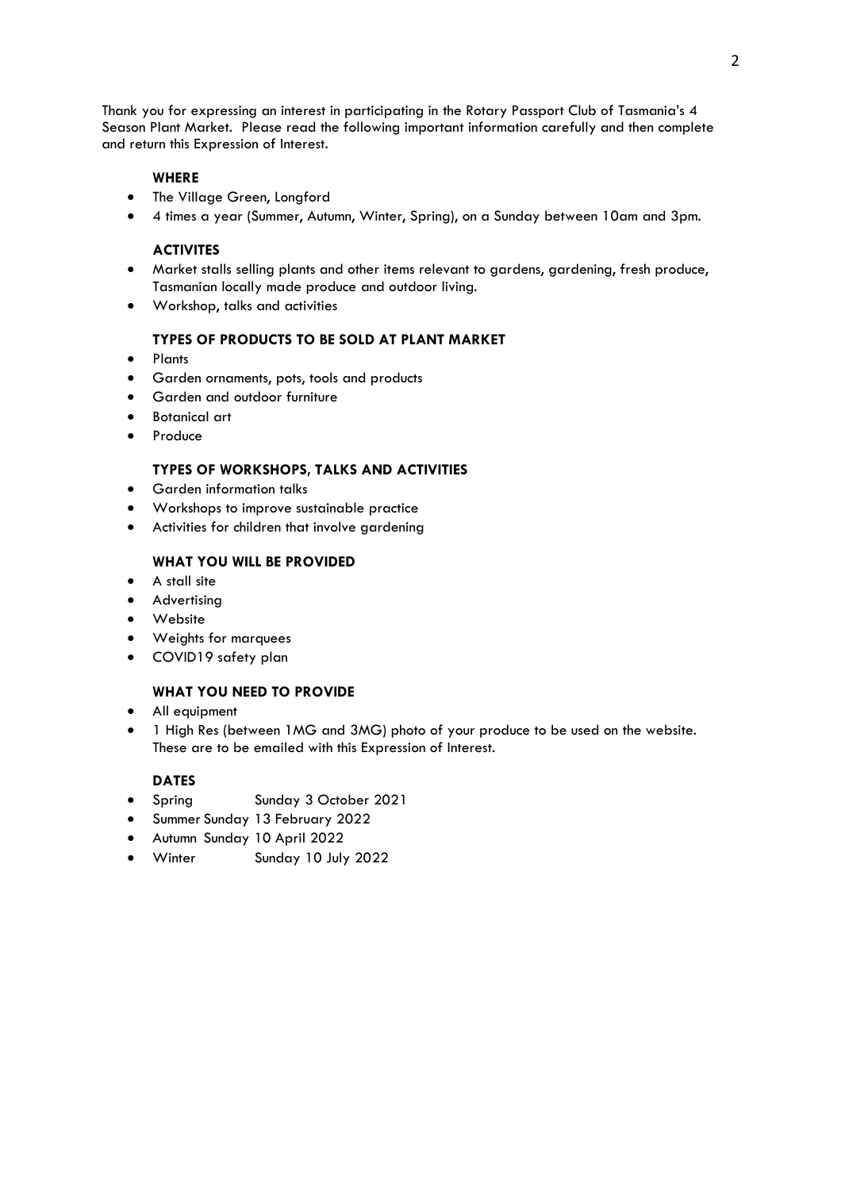Thank you for expressing an interest in participating in the Rotary Passport Club of Tasmania's 4 Season Plant Market. Please read the following important information carefully and then complete and return this Expression of Interest.

**WHERE**

- The Village Green, Longford
- 4 times a year (Summer, Autumn, Winter, Spring), on a Sunday between 10am and 3pm.

**ACTIVITES**

- Market stalls selling plants and other items relevant to gardens, gardening, fresh produce, Tasmanian locally made produce and outdoor living.
- Workshop, talks and activities

**TYPES OF PRODUCTS TO BE SOLD AT PLANT MARKET**

- Plants
- Garden ornaments, pots, tools and products
- Garden and outdoor furniture
- Botanical art
- Produce

**TYPES OF WORKSHOPS, TALKS AND ACTIVITIES**

- Garden information talks
- Workshops to improve sustainable practice
- Activities for children that involve gardening

**WHAT YOU WILL BE PROVIDED**

- A stall site
- Advertising
- Website
- Weights for marquees
- COVID19 safety plan

**WHAT YOU NEED TO PROVIDE**

- All equipment
- 1 High Res (between 1MG and 3MG) photo of your produce to be used on the website. These are to be emailed with this Expression of Interest.

**DATES**

- Spring Sunday 3 October 2021
- Summer Sunday 13 February 2022
- Autumn Sunday 10 April 2022
- Winter Sunday 10 July 2022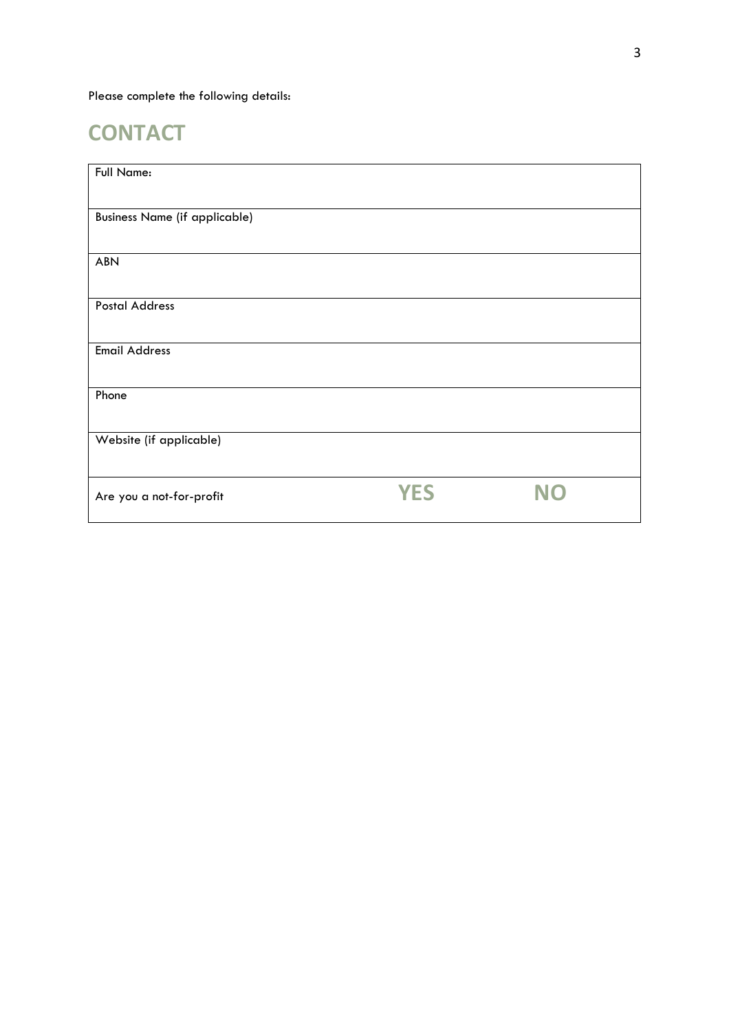Please complete the following details:

# CONTACT

| Full Name: | | |
|---|---|---|
| Business Name (if applicable) | | |
| ABN | | |
| Postal Address | | |
| Email Address | | |
| Phone | | |
| Website (if applicable) | | |
| Are you a not-for-profit | **YES** | **NO** |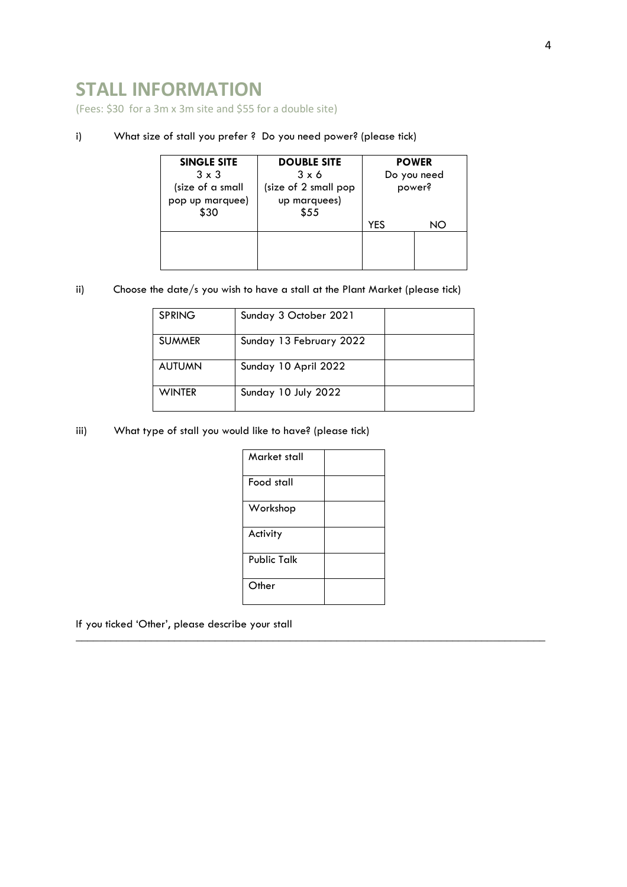## STALL INFORMATION

(Fees: $30 for a 3m x 3m site and $55 for a double site)

i) What size of stall you prefer ? Do you need power? (please tick)

| **SINGLE SITE** 3 x 3 (size of a small pop up marquee) $30 | **DOUBLE SITE** 3 x 6 (size of 2 small pop up marquees) $55 | **POWER** Do you need power? | |
|---|---|---|---|
| | | YES | NO |
| | | | |

ii) Choose the date/s you wish to have a stall at the Plant Market (please tick)

| | | |
|---|---|---|
| SPRING | Sunday 3 October 2021 | |
| SUMMER | Sunday 13 February 2022 | |
| AUTUMN | Sunday 10 April 2022 | |
| WINTER | Sunday 10 July 2022 | |

iii) What type of stall you would like to have? (please tick)

| | |
|---|---|
| Market stall | |
| Food stall | |
| Workshop | |
| Activity | |
| Public Talk | |
| Other | |

If you ticked 'Other', please describe your stall

___________________________________________________________________________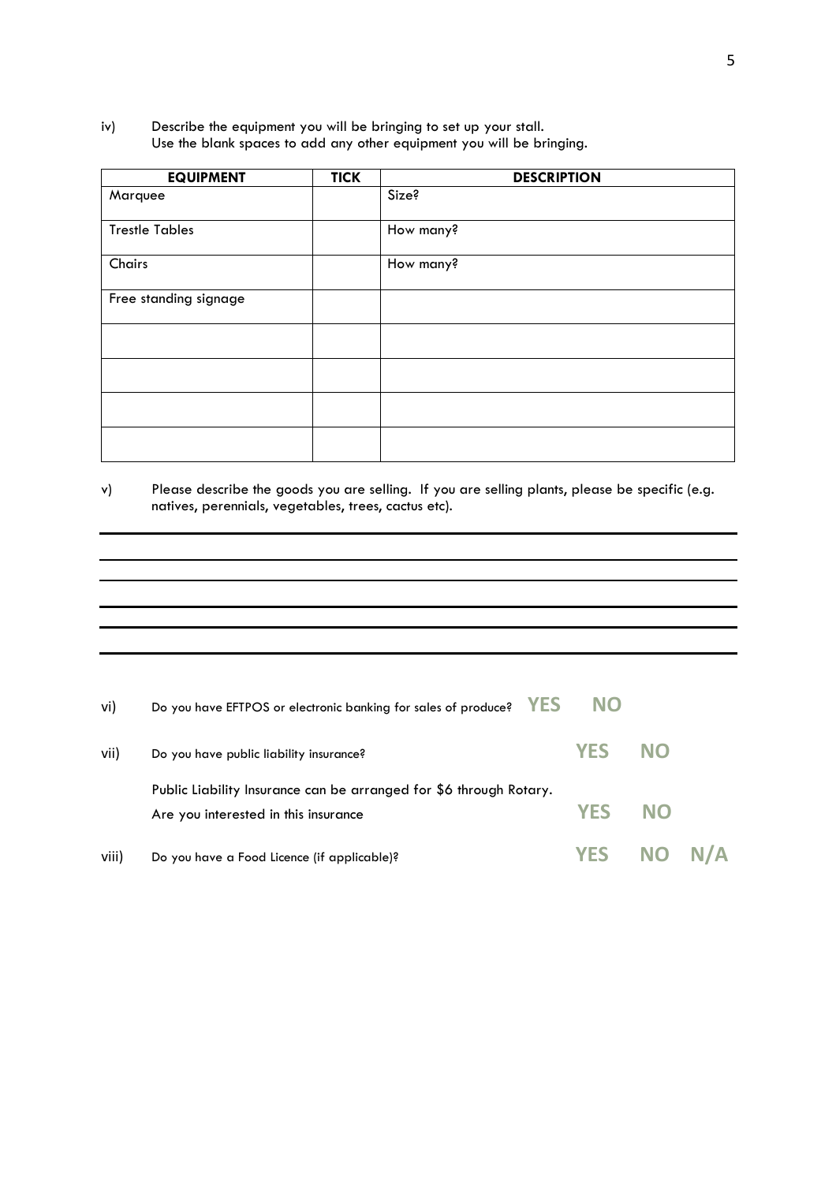iv) Describe the equipment you will be bringing to set up your stall.
Use the blank spaces to add any other equipment you will be bringing.

| EQUIPMENT | TICK | DESCRIPTION |
|---|---|---|
| Marquee | | Size? |
| Trestle Tables | | How many? |
| Chairs | | How many? |
| Free standing signage | | |
| | | |
| | | |
| | | |
| | | |

v) Please describe the goods you are selling. If you are selling plants, please be specific (e.g. natives, perennials, vegetables, trees, cactus etc).

______________________________________________________________________________

______________________________________________________________________________

______________________________________________________________________________

______________________________________________________________________________

______________________________________________________________________________

vi) Do you have EFTPOS or electronic banking for sales of produce? **YES** **NO**

vii) Do you have public liability insurance? **YES** **NO**

Public Liability Insurance can be arranged for $6 through Rotary.
Are you interested in this insurance **YES** **NO**

viii) Do you have a Food Licence (if applicable)? **YES** **NO** **N/A**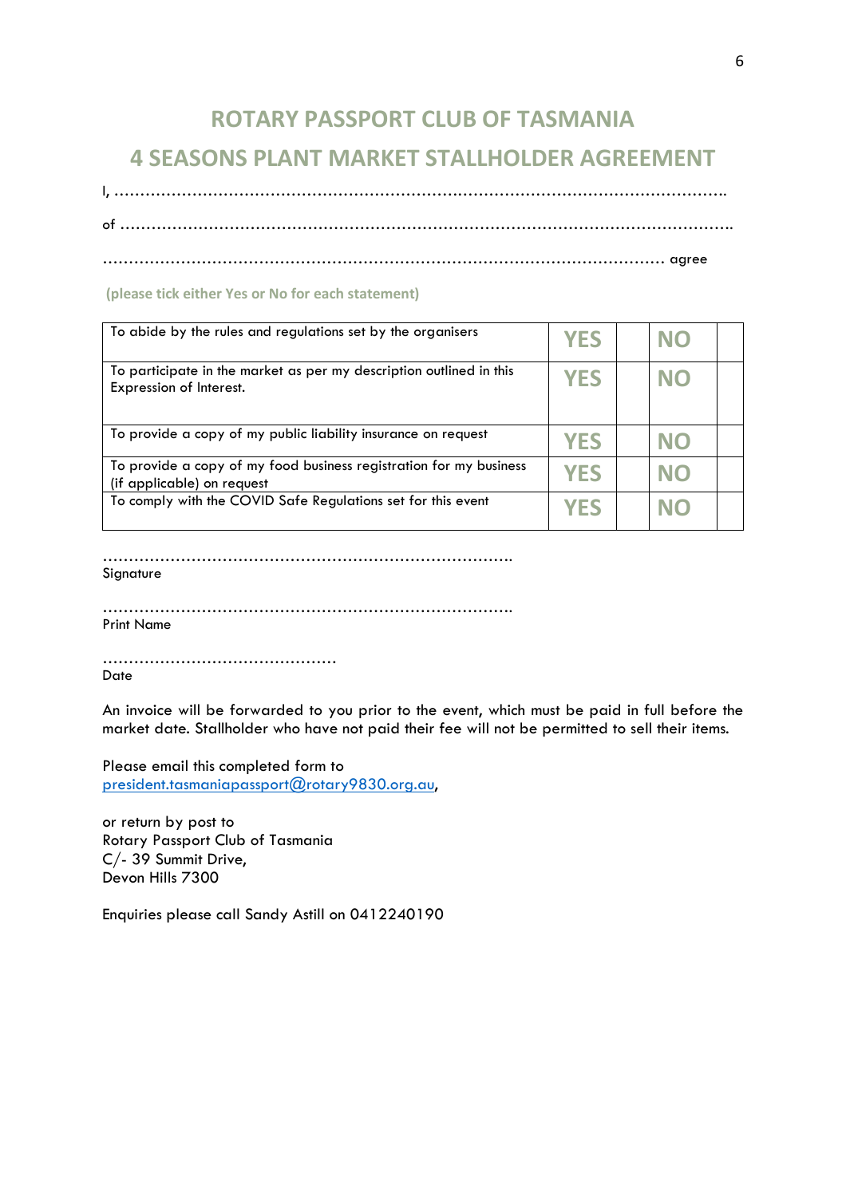# ROTARY PASSPORT CLUB OF TASMANIA

# 4 SEASONS PLANT MARKET STALLHOLDER AGREEMENT

I, ……………………………………………………………………………………………………….

of ……………………………………………………………………………………………………….

…………………………………………………………………………………………………… agree

**(please tick either Yes or No for each statement)**

| | | | | |
|---|---|---|---|---|
| To abide by the rules and regulations set by the organisers | YES | | NO | |
| To participate in the market as per my description outlined in this Expression of Interest. | YES | | NO | |
| To provide a copy of my public liability insurance on request | YES | | NO | |
| To provide a copy of my food business registration for my business (if applicable) on request | YES | | NO | |
| To comply with the COVID Safe Regulations set for this event | YES | | NO | |

…………………………………………………………………….
Signature

…………………………………………………………………….
Print Name

………………………………………
Date

An invoice will be forwarded to you prior to the event, which must be paid in full before the market date. Stallholder who have not paid their fee will not be permitted to sell their items.

Please email this completed form to
president.tasmaniapassport@rotary9830.org.au,

or return by post to
Rotary Passport Club of Tasmania
C/- 39 Summit Drive,
Devon Hills 7300

Enquiries please call Sandy Astill on 0412240190